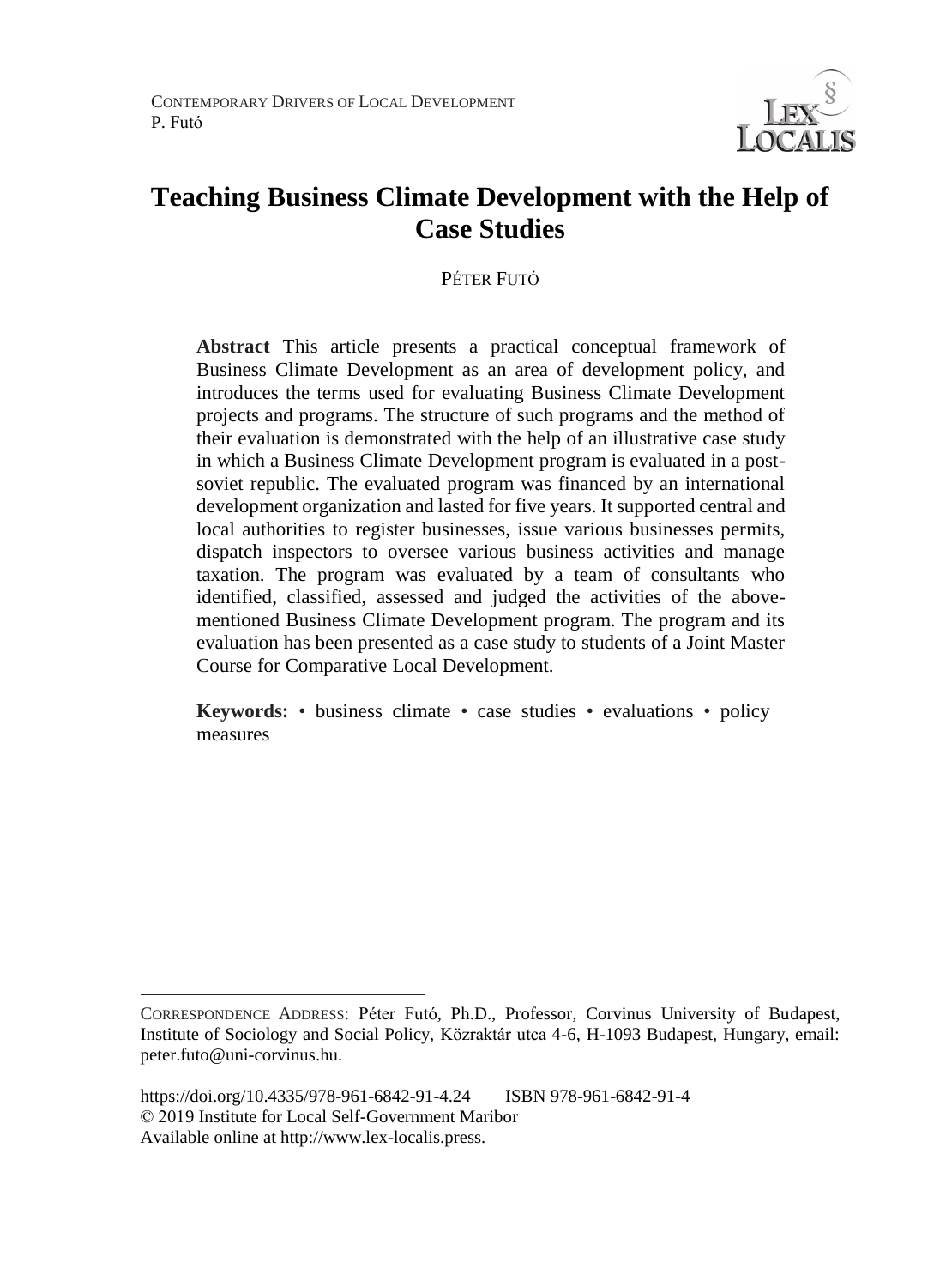# Teaching Business Climate Development with the Help of Case Studies

PÉTER FUTÓ

**Abstract** This article presents a practical conceptual framework of Business Climate Development as an area of development policy, and introduces the terms used for evaluating Business Climate Development projects and programs. The structure of such programs and the method of their evaluation is demonstrated with the help of an illustrative case study in which a Business Climate Development program is evaluated in a post-soviet republic. The evaluated program was financed by an international development organization and lasted for five years. It supported central and local authorities to register businesses, issue various businesses permits, dispatch inspectors to oversee various business activities and manage taxation. The program was evaluated by a team of consultants who identified, classified, assessed and judged the activities of the above-mentioned Business Climate Development program. The program and its evaluation has been presented as a case study to students of a Joint Master Course for Comparative Local Development.

**Keywords:** • business climate • case studies • evaluations • policy measures

---

CORRESPONDENCE ADDRESS: Péter Futó, Ph.D., Professor, Corvinus University of Budapest, Institute of Sociology and Social Policy, Közraktár utca 4-6, H-1093 Budapest, Hungary, email: peter.futo@uni-corvinus.hu.

https://doi.org/10.4335/978-961-6842-91-4.24 ISBN 978-961-6842-91-4
© 2019 Institute for Local Self-Government Maribor
Available online at http://www.lex-localis.press.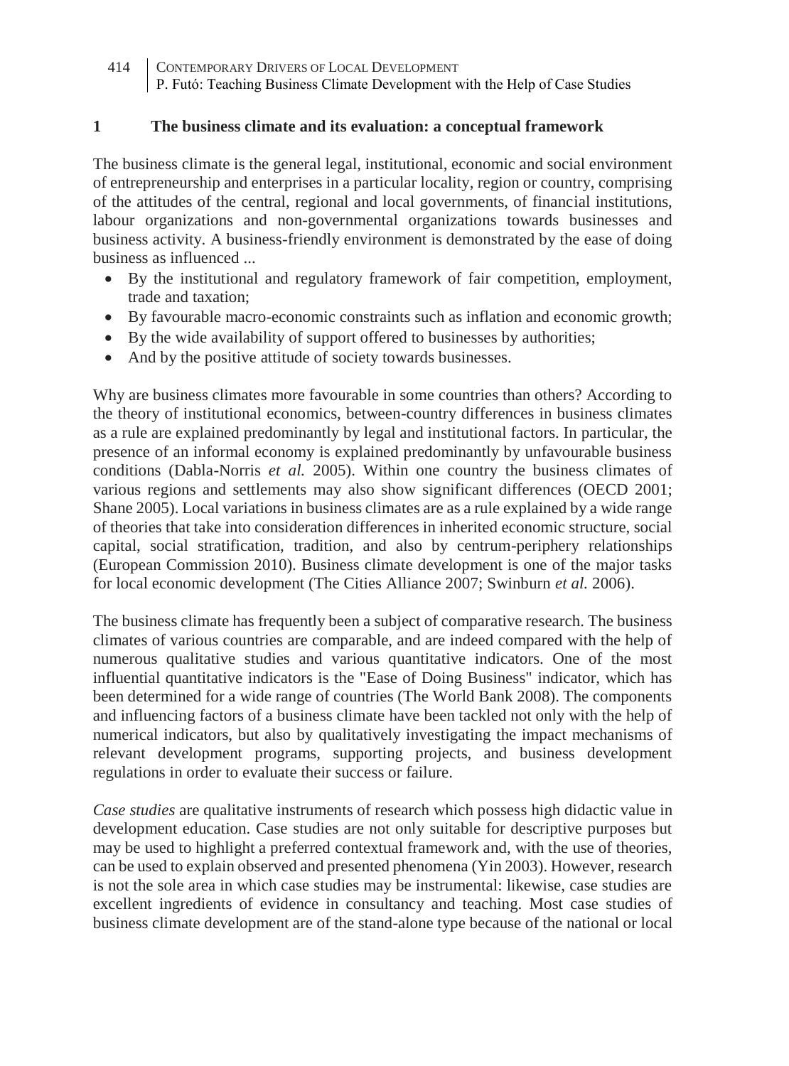## 1 The business climate and its evaluation: a conceptual framework

The business climate is the general legal, institutional, economic and social environment of entrepreneurship and enterprises in a particular locality, region or country, comprising of the attitudes of the central, regional and local governments, of financial institutions, labour organizations and non-governmental organizations towards businesses and business activity. A business-friendly environment is demonstrated by the ease of doing business as influenced ...

- By the institutional and regulatory framework of fair competition, employment, trade and taxation;
- By favourable macro-economic constraints such as inflation and economic growth;
- By the wide availability of support offered to businesses by authorities;
- And by the positive attitude of society towards businesses.

Why are business climates more favourable in some countries than others? According to the theory of institutional economics, between-country differences in business climates as a rule are explained predominantly by legal and institutional factors. In particular, the presence of an informal economy is explained predominantly by unfavourable business conditions (Dabla-Norris *et al.* 2005). Within one country the business climates of various regions and settlements may also show significant differences (OECD 2001; Shane 2005). Local variations in business climates are as a rule explained by a wide range of theories that take into consideration differences in inherited economic structure, social capital, social stratification, tradition, and also by centrum-periphery relationships (European Commission 2010). Business climate development is one of the major tasks for local economic development (The Cities Alliance 2007; Swinburn *et al.* 2006).

The business climate has frequently been a subject of comparative research. The business climates of various countries are comparable, and are indeed compared with the help of numerous qualitative studies and various quantitative indicators. One of the most influential quantitative indicators is the "Ease of Doing Business" indicator, which has been determined for a wide range of countries (The World Bank 2008). The components and influencing factors of a business climate have been tackled not only with the help of numerical indicators, but also by qualitatively investigating the impact mechanisms of relevant development programs, supporting projects, and business development regulations in order to evaluate their success or failure.

*Case studies* are qualitative instruments of research which possess high didactic value in development education. Case studies are not only suitable for descriptive purposes but may be used to highlight a preferred contextual framework and, with the use of theories, can be used to explain observed and presented phenomena (Yin 2003). However, research is not the sole area in which case studies may be instrumental: likewise, case studies are excellent ingredients of evidence in consultancy and teaching. Most case studies of business climate development are of the stand-alone type because of the national or local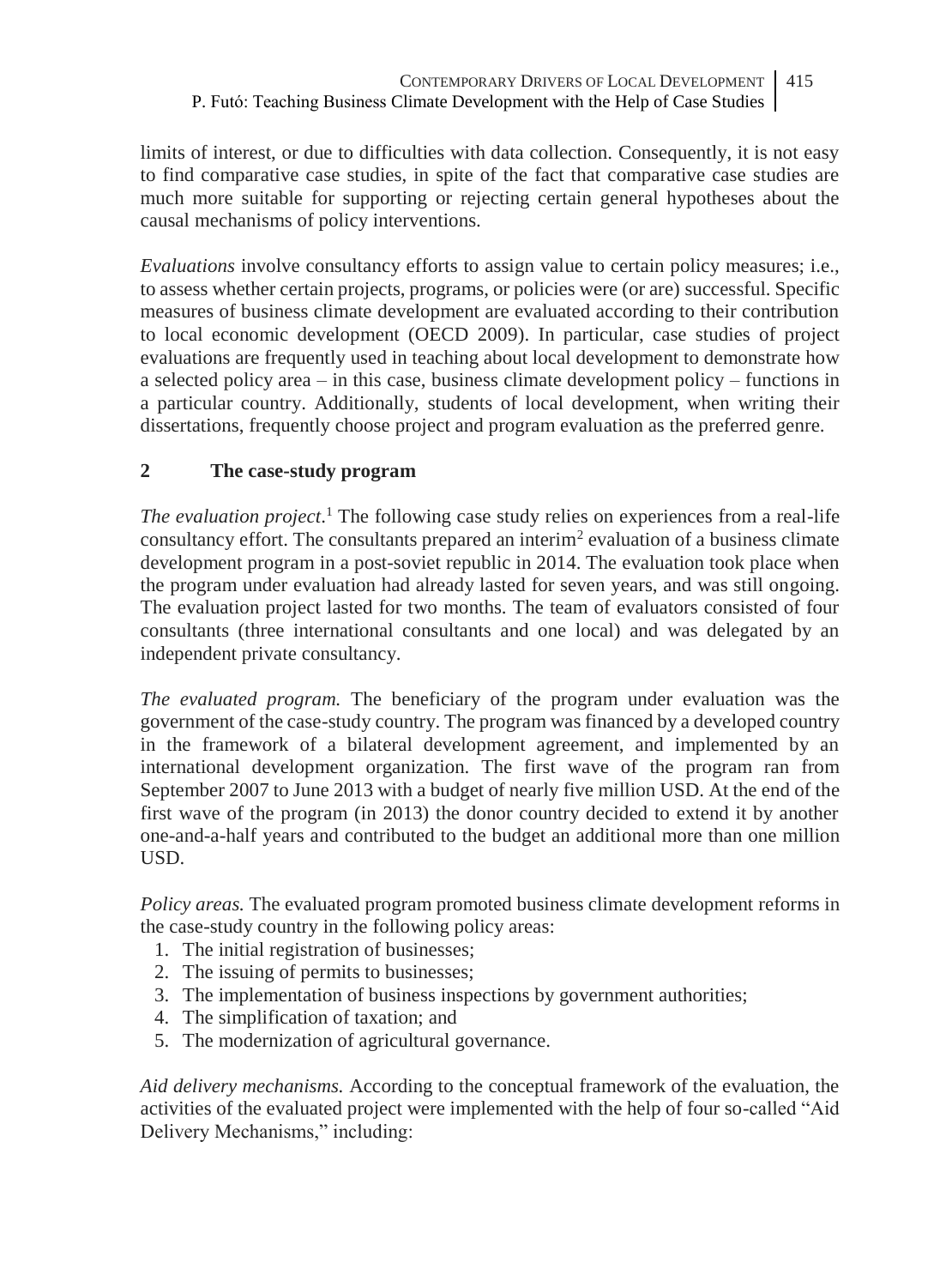limits of interest, or due to difficulties with data collection. Consequently, it is not easy to find comparative case studies, in spite of the fact that comparative case studies are much more suitable for supporting or rejecting certain general hypotheses about the causal mechanisms of policy interventions.

*Evaluations* involve consultancy efforts to assign value to certain policy measures; i.e., to assess whether certain projects, programs, or policies were (or are) successful. Specific measures of business climate development are evaluated according to their contribution to local economic development (OECD 2009). In particular, case studies of project evaluations are frequently used in teaching about local development to demonstrate how a selected policy area – in this case, business climate development policy – functions in a particular country. Additionally, students of local development, when writing their dissertations, frequently choose project and program evaluation as the preferred genre.

## 2 The case-study program

*The evaluation project*.[1] The following case study relies on experiences from a real-life consultancy effort. The consultants prepared an interim[2] evaluation of a business climate development program in a post-soviet republic in 2014. The evaluation took place when the program under evaluation had already lasted for seven years, and was still ongoing. The evaluation project lasted for two months. The team of evaluators consisted of four consultants (three international consultants and one local) and was delegated by an independent private consultancy.

*The evaluated program.* The beneficiary of the program under evaluation was the government of the case-study country. The program was financed by a developed country in the framework of a bilateral development agreement, and implemented by an international development organization. The first wave of the program ran from September 2007 to June 2013 with a budget of nearly five million USD. At the end of the first wave of the program (in 2013) the donor country decided to extend it by another one-and-a-half years and contributed to the budget an additional more than one million USD.

*Policy areas.* The evaluated program promoted business climate development reforms in the case-study country in the following policy areas:

1. The initial registration of businesses;
2. The issuing of permits to businesses;
3. The implementation of business inspections by government authorities;
4. The simplification of taxation; and
5. The modernization of agricultural governance.

*Aid delivery mechanisms.* According to the conceptual framework of the evaluation, the activities of the evaluated project were implemented with the help of four so-called "Aid Delivery Mechanisms," including: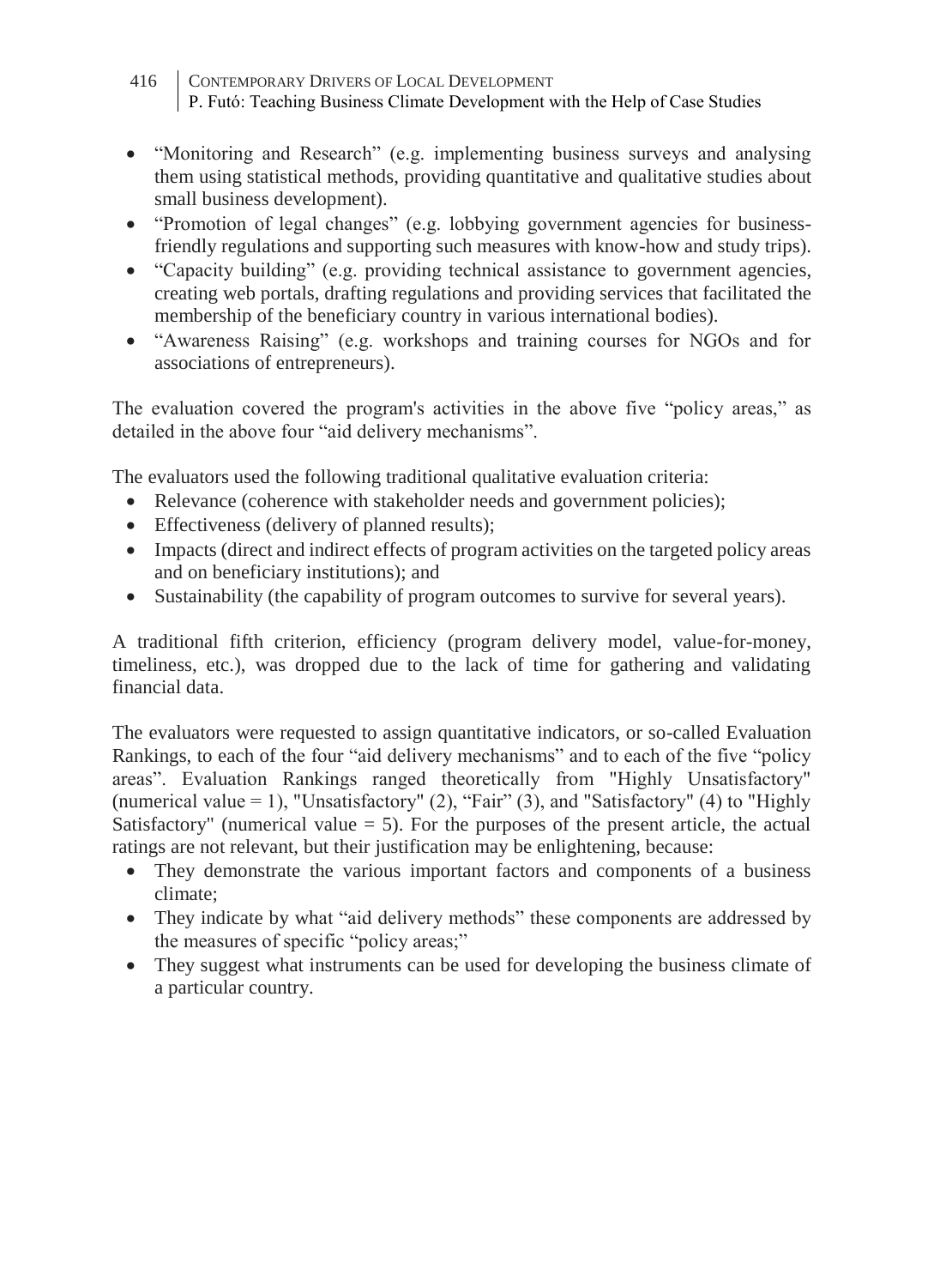- “Monitoring and Research” (e.g. implementing business surveys and analysing them using statistical methods, providing quantitative and qualitative studies about small business development).
- “Promotion of legal changes” (e.g. lobbying government agencies for business-friendly regulations and supporting such measures with know-how and study trips).
- “Capacity building” (e.g. providing technical assistance to government agencies, creating web portals, drafting regulations and providing services that facilitated the membership of the beneficiary country in various international bodies).
- “Awareness Raising” (e.g. workshops and training courses for NGOs and for associations of entrepreneurs).

The evaluation covered the program's activities in the above five “policy areas,” as detailed in the above four “aid delivery mechanisms”.

The evaluators used the following traditional qualitative evaluation criteria:

- Relevance (coherence with stakeholder needs and government policies);
- Effectiveness (delivery of planned results);
- Impacts (direct and indirect effects of program activities on the targeted policy areas and on beneficiary institutions); and
- Sustainability (the capability of program outcomes to survive for several years).

A traditional fifth criterion, efficiency (program delivery model, value-for-money, timeliness, etc.), was dropped due to the lack of time for gathering and validating financial data.

The evaluators were requested to assign quantitative indicators, or so-called Evaluation Rankings, to each of the four “aid delivery mechanisms” and to each of the five “policy areas”. Evaluation Rankings ranged theoretically from "Highly Unsatisfactory" (numerical value = 1), "Unsatisfactory" (2), “Fair” (3), and "Satisfactory" (4) to "Highly Satisfactory" (numerical value = 5). For the purposes of the present article, the actual ratings are not relevant, but their justification may be enlightening, because:

- They demonstrate the various important factors and components of a business climate;
- They indicate by what “aid delivery methods” these components are addressed by the measures of specific “policy areas;”
- They suggest what instruments can be used for developing the business climate of a particular country.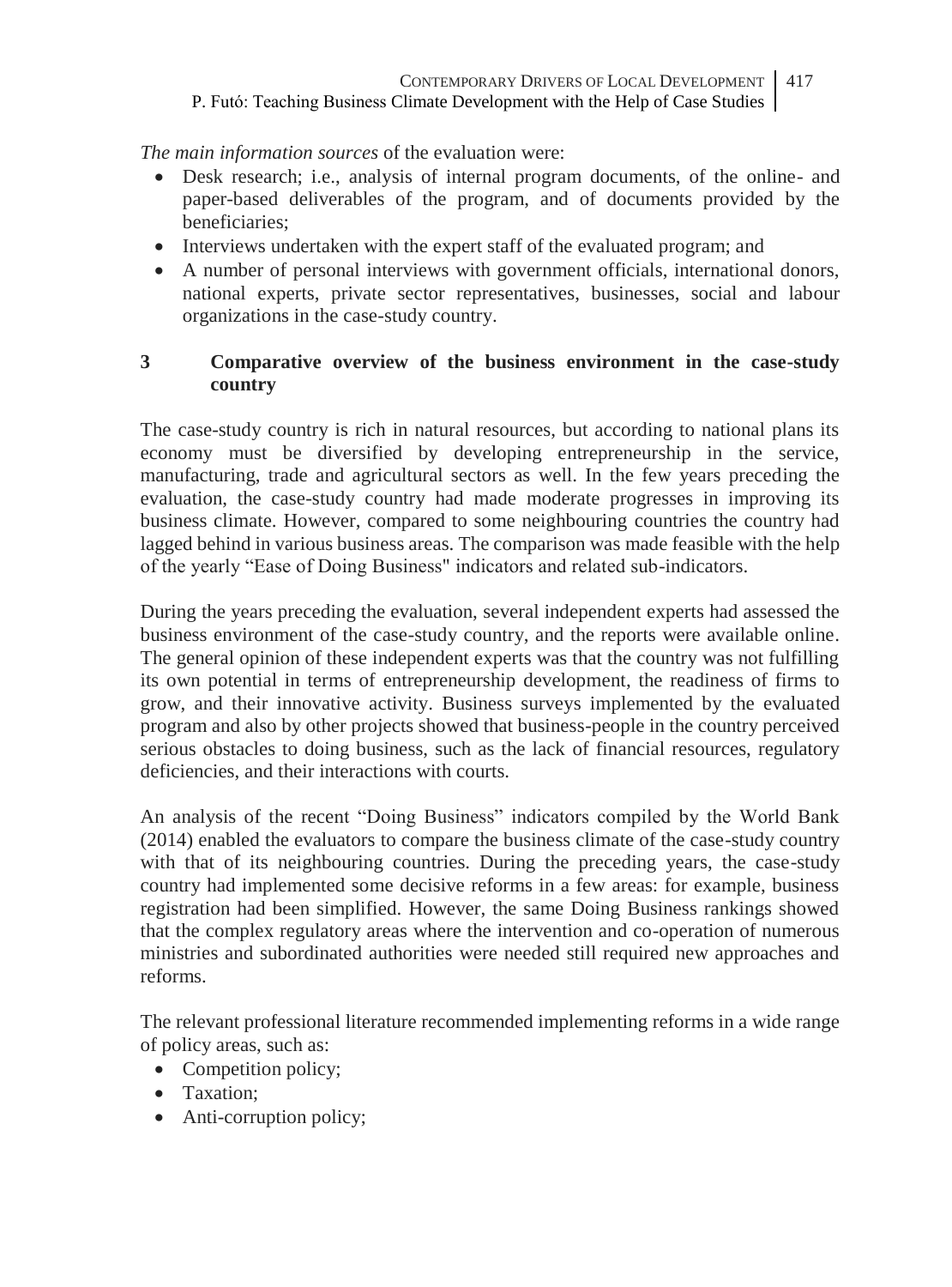*The main information sources* of the evaluation were:

- Desk research; i.e., analysis of internal program documents, of the online- and paper-based deliverables of the program, and of documents provided by the beneficiaries;
- Interviews undertaken with the expert staff of the evaluated program; and
- A number of personal interviews with government officials, international donors, national experts, private sector representatives, businesses, social and labour organizations in the case-study country.

## 3 Comparative overview of the business environment in the case-study country

The case-study country is rich in natural resources, but according to national plans its economy must be diversified by developing entrepreneurship in the service, manufacturing, trade and agricultural sectors as well. In the few years preceding the evaluation, the case-study country had made moderate progresses in improving its business climate. However, compared to some neighbouring countries the country had lagged behind in various business areas. The comparison was made feasible with the help of the yearly "Ease of Doing Business" indicators and related sub-indicators.

During the years preceding the evaluation, several independent experts had assessed the business environment of the case-study country, and the reports were available online. The general opinion of these independent experts was that the country was not fulfilling its own potential in terms of entrepreneurship development, the readiness of firms to grow, and their innovative activity. Business surveys implemented by the evaluated program and also by other projects showed that business-people in the country perceived serious obstacles to doing business, such as the lack of financial resources, regulatory deficiencies, and their interactions with courts.

An analysis of the recent "Doing Business" indicators compiled by the World Bank (2014) enabled the evaluators to compare the business climate of the case-study country with that of its neighbouring countries. During the preceding years, the case-study country had implemented some decisive reforms in a few areas: for example, business registration had been simplified. However, the same Doing Business rankings showed that the complex regulatory areas where the intervention and co-operation of numerous ministries and subordinated authorities were needed still required new approaches and reforms.

The relevant professional literature recommended implementing reforms in a wide range of policy areas, such as:

- Competition policy;
- Taxation;
- Anti-corruption policy;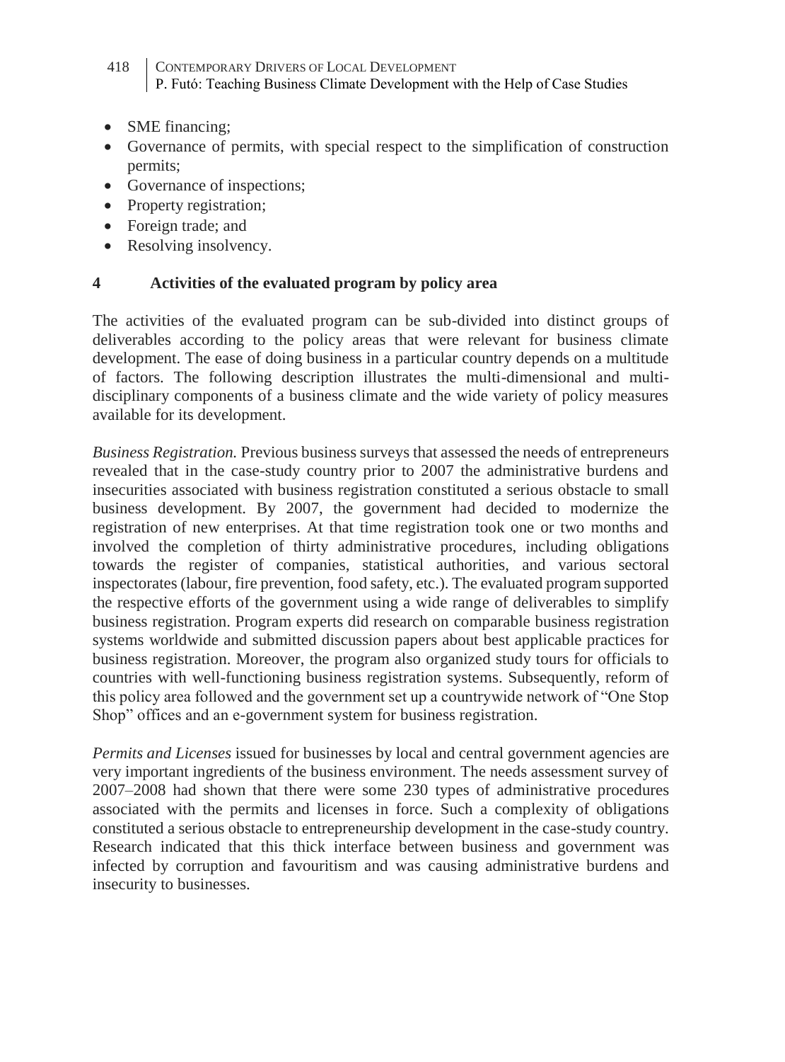- SME financing;
- Governance of permits, with special respect to the simplification of construction permits;
- Governance of inspections;
- Property registration;
- Foreign trade; and
- Resolving insolvency.

## 4 Activities of the evaluated program by policy area

The activities of the evaluated program can be sub-divided into distinct groups of deliverables according to the policy areas that were relevant for business climate development. The ease of doing business in a particular country depends on a multitude of factors. The following description illustrates the multi-dimensional and multi-disciplinary components of a business climate and the wide variety of policy measures available for its development.

*Business Registration.* Previous business surveys that assessed the needs of entrepreneurs revealed that in the case-study country prior to 2007 the administrative burdens and insecurities associated with business registration constituted a serious obstacle to small business development. By 2007, the government had decided to modernize the registration of new enterprises. At that time registration took one or two months and involved the completion of thirty administrative procedures, including obligations towards the register of companies, statistical authorities, and various sectoral inspectorates (labour, fire prevention, food safety, etc.). The evaluated program supported the respective efforts of the government using a wide range of deliverables to simplify business registration. Program experts did research on comparable business registration systems worldwide and submitted discussion papers about best applicable practices for business registration. Moreover, the program also organized study tours for officials to countries with well-functioning business registration systems. Subsequently, reform of this policy area followed and the government set up a countrywide network of "One Stop Shop" offices and an e-government system for business registration.

*Permits and Licenses* issued for businesses by local and central government agencies are very important ingredients of the business environment. The needs assessment survey of 2007–2008 had shown that there were some 230 types of administrative procedures associated with the permits and licenses in force. Such a complexity of obligations constituted a serious obstacle to entrepreneurship development in the case-study country. Research indicated that this thick interface between business and government was infected by corruption and favouritism and was causing administrative burdens and insecurity to businesses.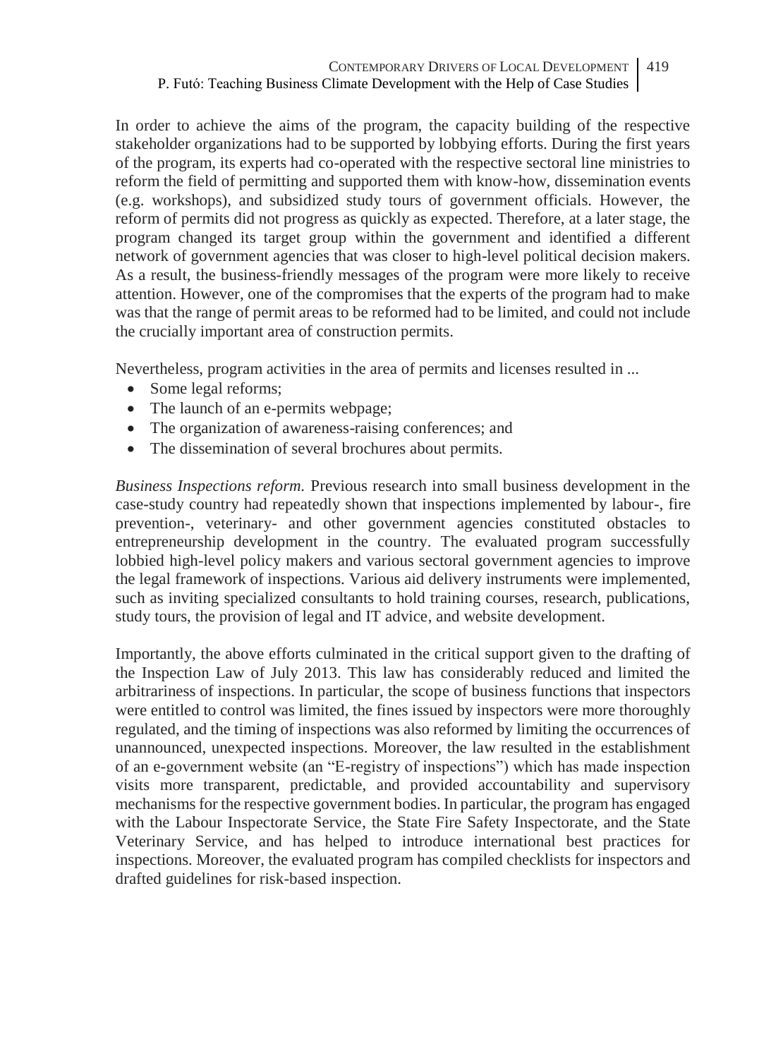In order to achieve the aims of the program, the capacity building of the respective stakeholder organizations had to be supported by lobbying efforts. During the first years of the program, its experts had co-operated with the respective sectoral line ministries to reform the field of permitting and supported them with know-how, dissemination events (e.g. workshops), and subsidized study tours of government officials. However, the reform of permits did not progress as quickly as expected. Therefore, at a later stage, the program changed its target group within the government and identified a different network of government agencies that was closer to high-level political decision makers. As a result, the business-friendly messages of the program were more likely to receive attention. However, one of the compromises that the experts of the program had to make was that the range of permit areas to be reformed had to be limited, and could not include the crucially important area of construction permits.

Nevertheless, program activities in the area of permits and licenses resulted in ...

- Some legal reforms;
- The launch of an e-permits webpage;
- The organization of awareness-raising conferences; and
- The dissemination of several brochures about permits.

*Business Inspections reform.* Previous research into small business development in the case-study country had repeatedly shown that inspections implemented by labour-, fire prevention-, veterinary- and other government agencies constituted obstacles to entrepreneurship development in the country. The evaluated program successfully lobbied high-level policy makers and various sectoral government agencies to improve the legal framework of inspections. Various aid delivery instruments were implemented, such as inviting specialized consultants to hold training courses, research, publications, study tours, the provision of legal and IT advice, and website development.

Importantly, the above efforts culminated in the critical support given to the drafting of the Inspection Law of July 2013. This law has considerably reduced and limited the arbitrariness of inspections. In particular, the scope of business functions that inspectors were entitled to control was limited, the fines issued by inspectors were more thoroughly regulated, and the timing of inspections was also reformed by limiting the occurrences of unannounced, unexpected inspections. Moreover, the law resulted in the establishment of an e-government website (an "E-registry of inspections") which has made inspection visits more transparent, predictable, and provided accountability and supervisory mechanisms for the respective government bodies. In particular, the program has engaged with the Labour Inspectorate Service, the State Fire Safety Inspectorate, and the State Veterinary Service, and has helped to introduce international best practices for inspections. Moreover, the evaluated program has compiled checklists for inspectors and drafted guidelines for risk-based inspection.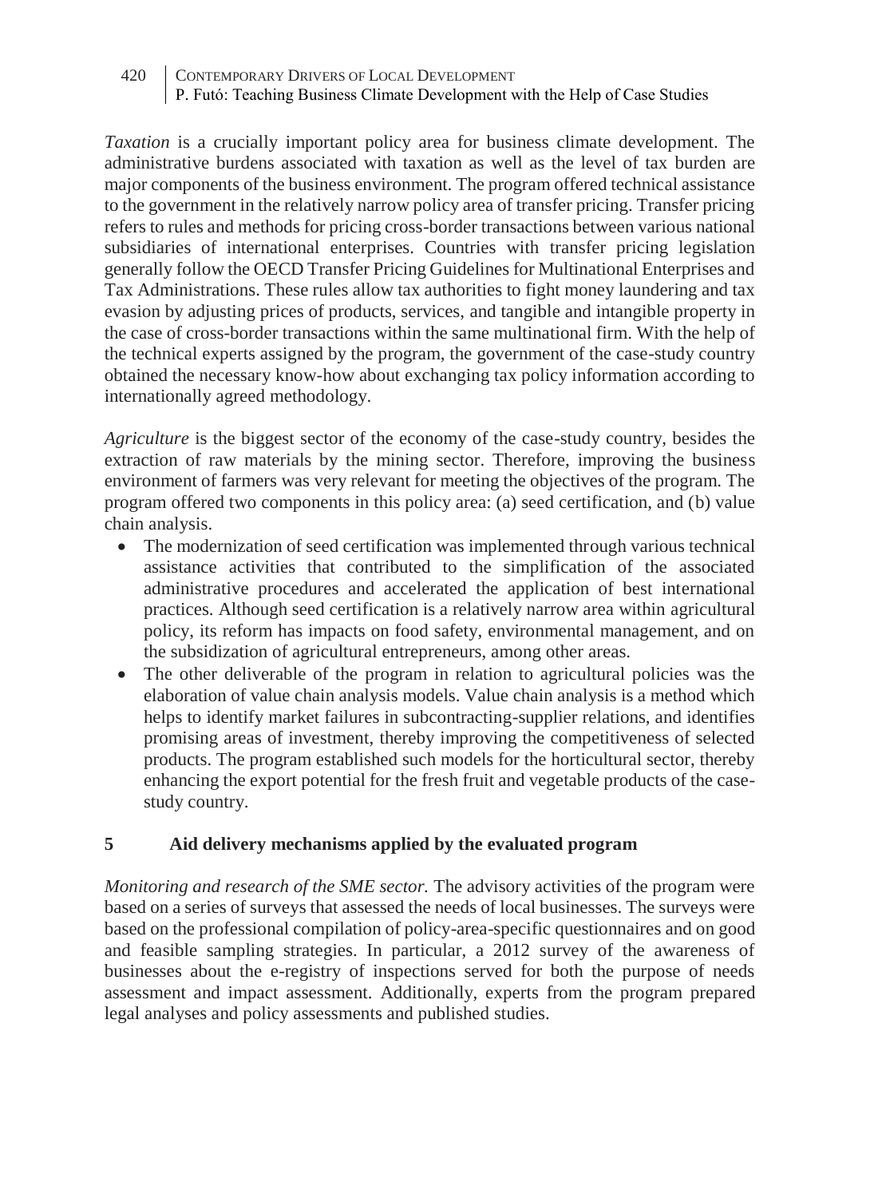*Taxation* is a crucially important policy area for business climate development. The administrative burdens associated with taxation as well as the level of tax burden are major components of the business environment. The program offered technical assistance to the government in the relatively narrow policy area of transfer pricing. Transfer pricing refers to rules and methods for pricing cross-border transactions between various national subsidiaries of international enterprises. Countries with transfer pricing legislation generally follow the OECD Transfer Pricing Guidelines for Multinational Enterprises and Tax Administrations. These rules allow tax authorities to fight money laundering and tax evasion by adjusting prices of products, services, and tangible and intangible property in the case of cross-border transactions within the same multinational firm. With the help of the technical experts assigned by the program, the government of the case-study country obtained the necessary know-how about exchanging tax policy information according to internationally agreed methodology.

*Agriculture* is the biggest sector of the economy of the case-study country, besides the extraction of raw materials by the mining sector. Therefore, improving the business environment of farmers was very relevant for meeting the objectives of the program. The program offered two components in this policy area: (a) seed certification, and (b) value chain analysis.

- The modernization of seed certification was implemented through various technical assistance activities that contributed to the simplification of the associated administrative procedures and accelerated the application of best international practices. Although seed certification is a relatively narrow area within agricultural policy, its reform has impacts on food safety, environmental management, and on the subsidization of agricultural entrepreneurs, among other areas.
- The other deliverable of the program in relation to agricultural policies was the elaboration of value chain analysis models. Value chain analysis is a method which helps to identify market failures in subcontracting-supplier relations, and identifies promising areas of investment, thereby improving the competitiveness of selected products. The program established such models for the horticultural sector, thereby enhancing the export potential for the fresh fruit and vegetable products of the case-study country.

## 5 Aid delivery mechanisms applied by the evaluated program

*Monitoring and research of the SME sector.* The advisory activities of the program were based on a series of surveys that assessed the needs of local businesses. The surveys were based on the professional compilation of policy-area-specific questionnaires and on good and feasible sampling strategies. In particular, a 2012 survey of the awareness of businesses about the e-registry of inspections served for both the purpose of needs assessment and impact assessment. Additionally, experts from the program prepared legal analyses and policy assessments and published studies.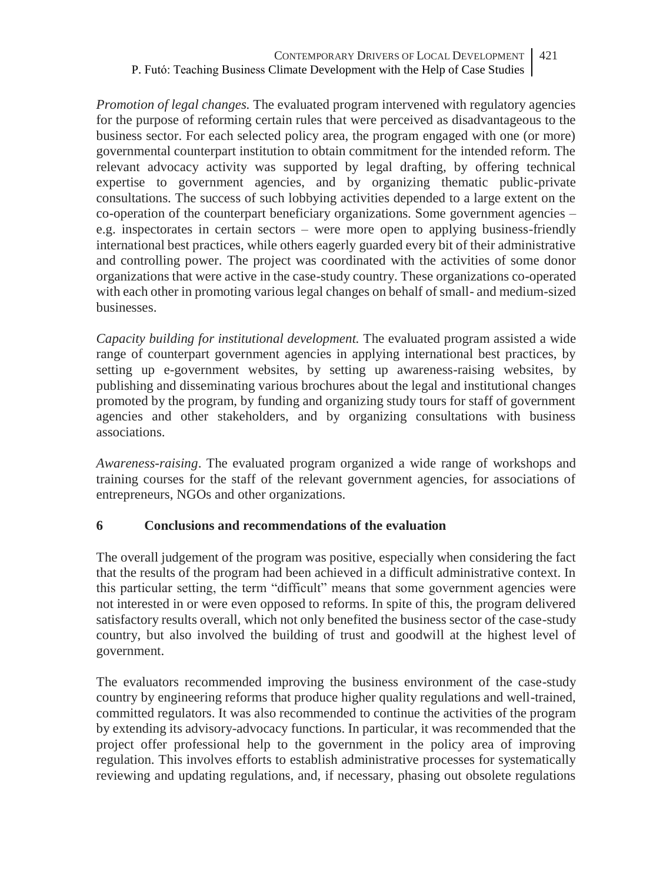*Promotion of legal changes.* The evaluated program intervened with regulatory agencies for the purpose of reforming certain rules that were perceived as disadvantageous to the business sector. For each selected policy area, the program engaged with one (or more) governmental counterpart institution to obtain commitment for the intended reform. The relevant advocacy activity was supported by legal drafting, by offering technical expertise to government agencies, and by organizing thematic public-private consultations. The success of such lobbying activities depended to a large extent on the co-operation of the counterpart beneficiary organizations. Some government agencies – e.g. inspectorates in certain sectors – were more open to applying business-friendly international best practices, while others eagerly guarded every bit of their administrative and controlling power. The project was coordinated with the activities of some donor organizations that were active in the case-study country. These organizations co-operated with each other in promoting various legal changes on behalf of small- and medium-sized businesses.

*Capacity building for institutional development.* The evaluated program assisted a wide range of counterpart government agencies in applying international best practices, by setting up e-government websites, by setting up awareness-raising websites, by publishing and disseminating various brochures about the legal and institutional changes promoted by the program, by funding and organizing study tours for staff of government agencies and other stakeholders, and by organizing consultations with business associations.

*Awareness-raising*. The evaluated program organized a wide range of workshops and training courses for the staff of the relevant government agencies, for associations of entrepreneurs, NGOs and other organizations.

## 6 Conclusions and recommendations of the evaluation

The overall judgement of the program was positive, especially when considering the fact that the results of the program had been achieved in a difficult administrative context. In this particular setting, the term "difficult" means that some government agencies were not interested in or were even opposed to reforms. In spite of this, the program delivered satisfactory results overall, which not only benefited the business sector of the case-study country, but also involved the building of trust and goodwill at the highest level of government.

The evaluators recommended improving the business environment of the case-study country by engineering reforms that produce higher quality regulations and well-trained, committed regulators. It was also recommended to continue the activities of the program by extending its advisory-advocacy functions. In particular, it was recommended that the project offer professional help to the government in the policy area of improving regulation. This involves efforts to establish administrative processes for systematically reviewing and updating regulations, and, if necessary, phasing out obsolete regulations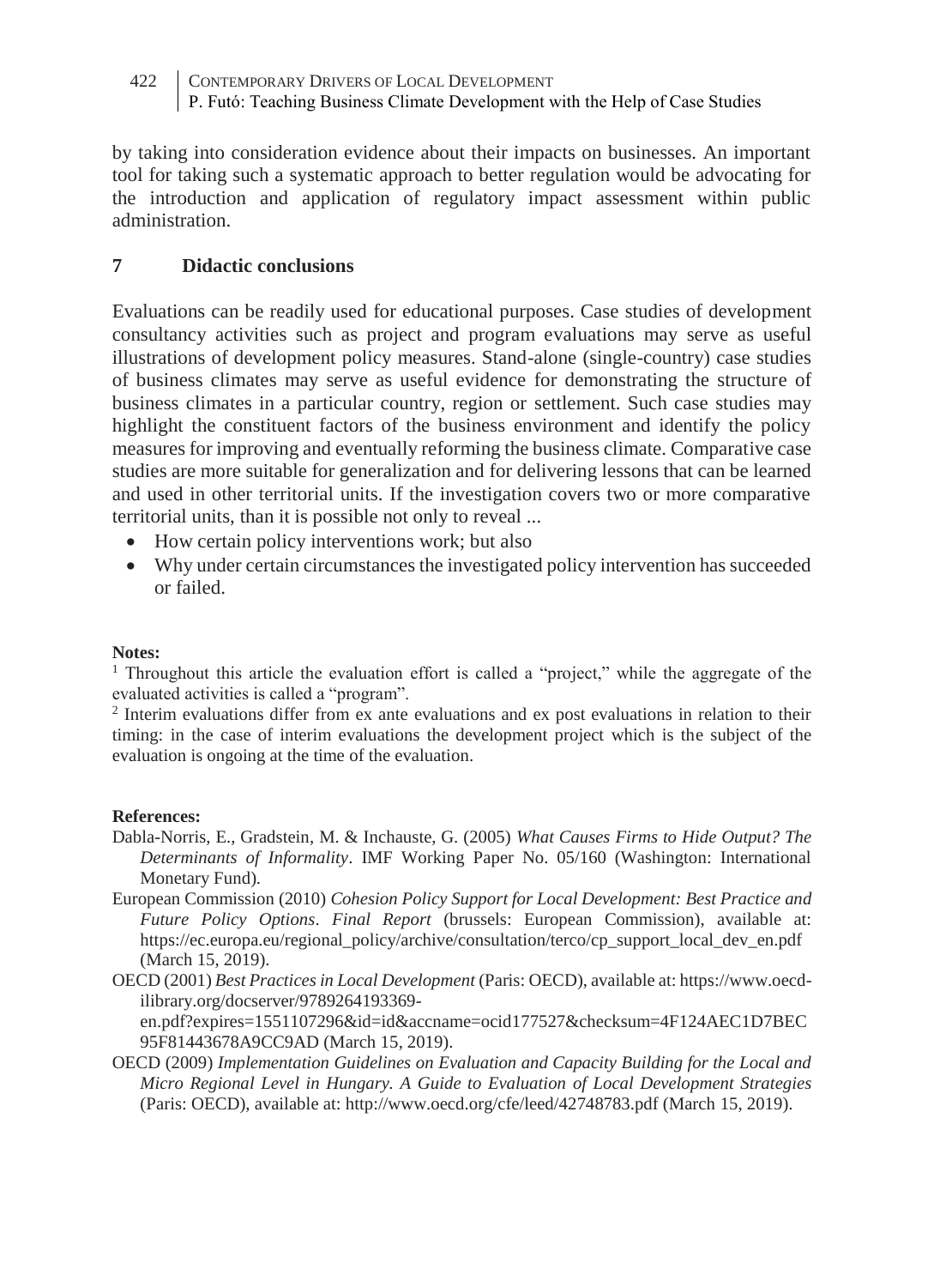by taking into consideration evidence about their impacts on businesses. An important tool for taking such a systematic approach to better regulation would be advocating for the introduction and application of regulatory impact assessment within public administration.

## 7 Didactic conclusions

Evaluations can be readily used for educational purposes. Case studies of development consultancy activities such as project and program evaluations may serve as useful illustrations of development policy measures. Stand-alone (single-country) case studies of business climates may serve as useful evidence for demonstrating the structure of business climates in a particular country, region or settlement. Such case studies may highlight the constituent factors of the business environment and identify the policy measures for improving and eventually reforming the business climate. Comparative case studies are more suitable for generalization and for delivering lessons that can be learned and used in other territorial units. If the investigation covers two or more comparative territorial units, than it is possible not only to reveal ...

- How certain policy interventions work; but also
- Why under certain circumstances the investigated policy intervention has succeeded or failed.

**Notes:**

[1] Throughout this article the evaluation effort is called a "project," while the aggregate of the evaluated activities is called a "program".

[2] Interim evaluations differ from ex ante evaluations and ex post evaluations in relation to their timing: in the case of interim evaluations the development project which is the subject of the evaluation is ongoing at the time of the evaluation.

**References:**

Dabla-Norris, E., Gradstein, M. & Inchauste, G. (2005) *What Causes Firms to Hide Output? The Determinants of Informality*. IMF Working Paper No. 05/160 (Washington: International Monetary Fund).

European Commission (2010) *Cohesion Policy Support for Local Development: Best Practice and Future Policy Options. Final Report* (brussels: European Commission), available at: https://ec.europa.eu/regional_policy/archive/consultation/terco/cp_support_local_dev_en.pdf (March 15, 2019).

OECD (2001) *Best Practices in Local Development* (Paris: OECD), available at: https://www.oecd-ilibrary.org/docserver/9789264193369-en.pdf?expires=1551107296&id=id&accname=ocid177527&checksum=4F124AEC1D7BEC95F81443678A9CC9AD (March 15, 2019).

OECD (2009) *Implementation Guidelines on Evaluation and Capacity Building for the Local and Micro Regional Level in Hungary. A Guide to Evaluation of Local Development Strategies* (Paris: OECD), available at: http://www.oecd.org/cfe/leed/42748783.pdf (March 15, 2019).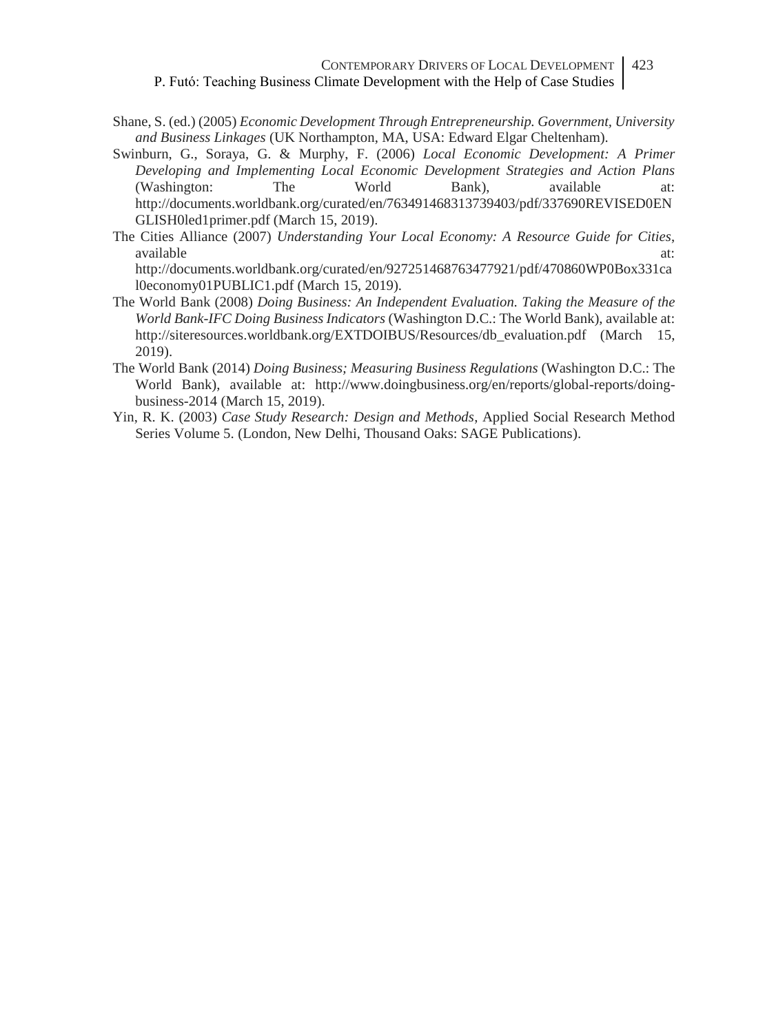Shane, S. (ed.) (2005) *Economic Development Through Entrepreneurship. Government, University and Business Linkages* (UK Northampton, MA, USA: Edward Elgar Cheltenham).

Swinburn, G., Soraya, G. & Murphy, F. (2006) *Local Economic Development: A Primer Developing and Implementing Local Economic Development Strategies and Action Plans* (Washington: The World Bank), available at: http://documents.worldbank.org/curated/en/763491468313739403/pdf/337690REVISED0ENGLISH0led1primer.pdf (March 15, 2019).

The Cities Alliance (2007) *Understanding Your Local Economy: A Resource Guide for Cities*, available at: http://documents.worldbank.org/curated/en/927251468763477921/pdf/470860WP0Box331cal0economy01PUBLIC1.pdf (March 15, 2019).

The World Bank (2008) *Doing Business: An Independent Evaluation. Taking the Measure of the World Bank-IFC Doing Business Indicators* (Washington D.C.: The World Bank), available at: http://siteresources.worldbank.org/EXTDOIBUS/Resources/db_evaluation.pdf (March 15, 2019).

The World Bank (2014) *Doing Business; Measuring Business Regulations* (Washington D.C.: The World Bank), available at: http://www.doingbusiness.org/en/reports/global-reports/doing-business-2014 (March 15, 2019).

Yin, R. K. (2003) *Case Study Research: Design and Methods*, Applied Social Research Method Series Volume 5. (London, New Delhi, Thousand Oaks: SAGE Publications).